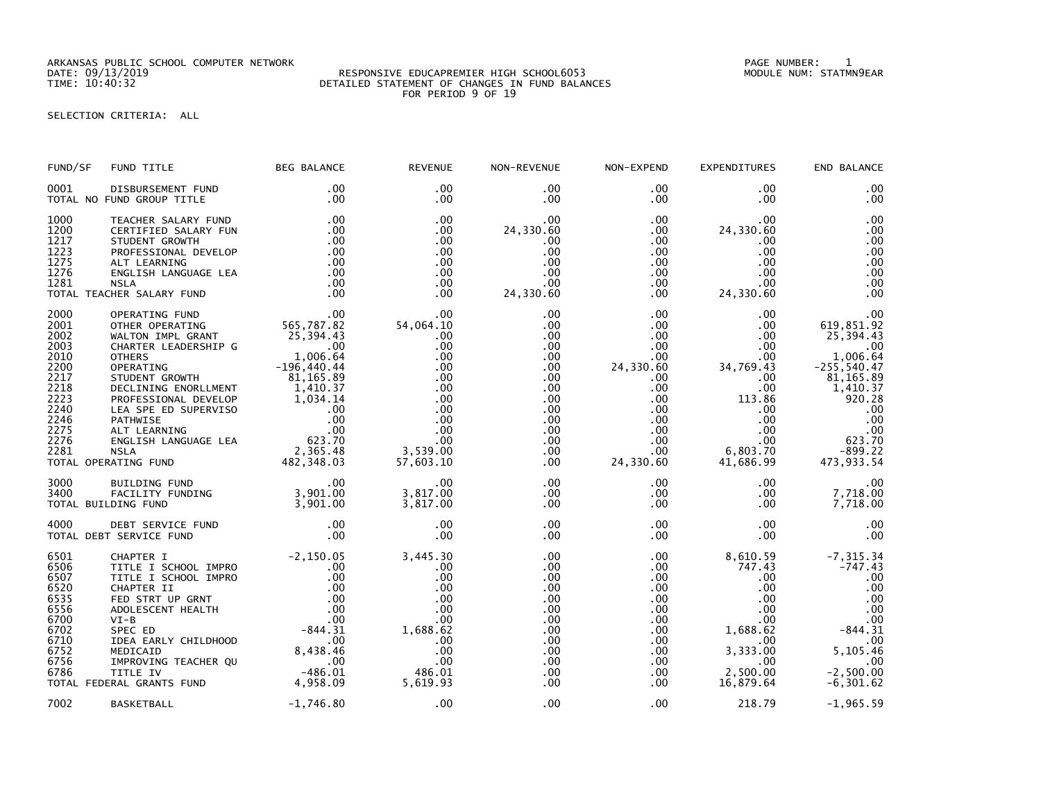ARKANSAS PUBLIC SCHOOL COMPUTER NETWORK
DATE: 09/13/2019
TIME: 10:40:32

PAGE NUMBER: 1
MODULE NUM: STATMN9EAR

# RESPONSIVE EDUCAPREMIER HIGH SCHOOL6053
## DETAILED STATEMENT OF CHANGES IN FUND BALANCES
FOR PERIOD 9 OF 19

SELECTION CRITERIA: ALL

| FUND/SF | FUND TITLE | BEG BALANCE | REVENUE | NON-REVENUE | NON-EXPEND | EXPENDITURES | END BALANCE |
|---|---|---|---|---|---|---|---|
| 0001 | DISBURSEMENT FUND | .00 | .00 | .00 | .00 | .00 | .00 |
| TOTAL NO FUND GROUP TITLE | | .00 | .00 | .00 | .00 | .00 | .00 |
| 1000 | TEACHER SALARY FUND | .00 | .00 | .00 | .00 | .00 | .00 |
| 1200 | CERTIFIED SALARY FUN | .00 | .00 | 24,330.60 | .00 | 24,330.60 | .00 |
| 1217 | STUDENT GROWTH | .00 | .00 | .00 | .00 | .00 | .00 |
| 1223 | PROFESSIONAL DEVELOP | .00 | .00 | .00 | .00 | .00 | .00 |
| 1275 | ALT LEARNING | .00 | .00 | .00 | .00 | .00 | .00 |
| 1276 | ENGLISH LANGUAGE LEA | .00 | .00 | .00 | .00 | .00 | .00 |
| 1281 | NSLA | .00 | .00 | .00 | .00 | .00 | .00 |
| TOTAL TEACHER SALARY FUND | | .00 | .00 | 24,330.60 | .00 | 24,330.60 | .00 |
| 2000 | OPERATING FUND | .00 | .00 | .00 | .00 | .00 | .00 |
| 2001 | OTHER OPERATING | 565,787.82 | 54,064.10 | .00 | .00 | .00 | 619,851.92 |
| 2002 | WALTON IMPL GRANT | 25,394.43 | .00 | .00 | .00 | .00 | 25,394.43 |
| 2003 | CHARTER LEADERSHIP G | .00 | .00 | .00 | .00 | .00 | .00 |
| 2010 | OTHERS | 1,006.64 | .00 | .00 | .00 | .00 | 1,006.64 |
| 2200 | OPERATING | -196,440.44 | .00 | .00 | 24,330.60 | 34,769.43 | -255,540.47 |
| 2217 | STUDENT GROWTH | 81,165.89 | .00 | .00 | .00 | .00 | 81,165.89 |
| 2218 | DECLINING ENORLLMENT | 1,410.37 | .00 | .00 | .00 | .00 | 1,410.37 |
| 2223 | PROFESSIONAL DEVELOP | 1,034.14 | .00 | .00 | .00 | 113.86 | 920.28 |
| 2240 | LEA SPE ED SUPERVISO | .00 | .00 | .00 | .00 | .00 | .00 |
| 2246 | PATHWISE | .00 | .00 | .00 | .00 | .00 | .00 |
| 2275 | ALT LEARNING | .00 | .00 | .00 | .00 | .00 | .00 |
| 2276 | ENGLISH LANGUAGE LEA | 623.70 | .00 | .00 | .00 | .00 | 623.70 |
| 2281 | NSLA | 2,365.48 | 3,539.00 | .00 | .00 | 6,803.70 | -899.22 |
| TOTAL OPERATING FUND | | 482,348.03 | 57,603.10 | .00 | 24,330.60 | 41,686.99 | 473,933.54 |
| 3000 | BUILDING FUND | .00 | .00 | .00 | .00 | .00 | .00 |
| 3400 | FACILITY FUNDING | 3,901.00 | 3,817.00 | .00 | .00 | .00 | 7,718.00 |
| TOTAL BUILDING FUND | | 3,901.00 | 3,817.00 | .00 | .00 | .00 | 7,718.00 |
| 4000 | DEBT SERVICE FUND | .00 | .00 | .00 | .00 | .00 | .00 |
| TOTAL DEBT SERVICE FUND | | .00 | .00 | .00 | .00 | .00 | .00 |
| 6501 | CHAPTER I | -2,150.05 | 3,445.30 | .00 | .00 | 8,610.59 | -7,315.34 |
| 6506 | TITLE I SCHOOL IMPRO | .00 | .00 | .00 | .00 | 747.43 | -747.43 |
| 6507 | TITLE I SCHOOL IMPRO | .00 | .00 | .00 | .00 | .00 | .00 |
| 6520 | CHAPTER II | .00 | .00 | .00 | .00 | .00 | .00 |
| 6535 | FED STRT UP GRNT | .00 | .00 | .00 | .00 | .00 | .00 |
| 6556 | ADOLESCENT HEALTH | .00 | .00 | .00 | .00 | .00 | .00 |
| 6700 | VI-B | .00 | .00 | .00 | .00 | .00 | .00 |
| 6702 | SPEC ED | -844.31 | 1,688.62 | .00 | .00 | 1,688.62 | -844.31 |
| 6710 | IDEA EARLY CHILDHOOD | .00 | .00 | .00 | .00 | .00 | .00 |
| 6752 | MEDICAID | 8,438.46 | .00 | .00 | .00 | 3,333.00 | 5,105.46 |
| 6756 | IMPROVING TEACHER QU | .00 | .00 | .00 | .00 | .00 | .00 |
| 6786 | TITLE IV | -486.01 | 486.01 | .00 | .00 | 2,500.00 | -2,500.00 |
| TOTAL FEDERAL GRANTS FUND | | 4,958.09 | 5,619.93 | .00 | .00 | 16,879.64 | -6,301.62 |
| 7002 | BASKETBALL | -1,746.80 | .00 | .00 | .00 | 218.79 | -1,965.59 |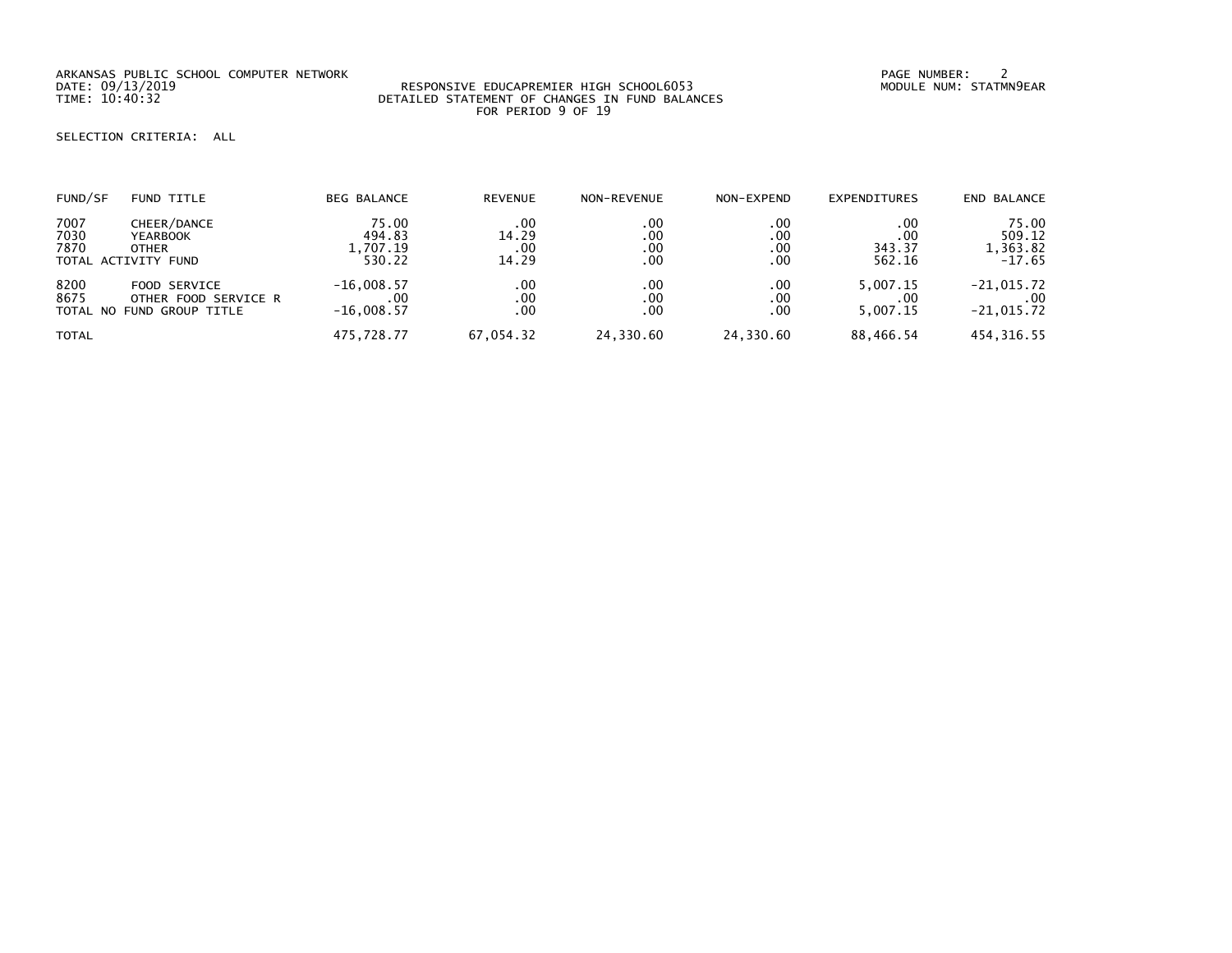ARKANSAS PUBLIC SCHOOL COMPUTER NETWORK
DATE: 09/13/2019
TIME: 10:40:32

RESPONSIVE EDUCAPREMIER HIGH SCHOOL6053
DETAILED STATEMENT OF CHANGES IN FUND BALANCES
FOR PERIOD 9 OF 19

MODULE NUM: STATMN9EAR

SELECTION CRITERIA: ALL

| FUND/SF | FUND TITLE | BEG BALANCE | REVENUE | NON-REVENUE | NON-EXPEND | EXPENDITURES | END BALANCE |
|---|---|---|---|---|---|---|---|
| 7007 | CHEER/DANCE | 75.00 | .00 | .00 | .00 | .00 | 75.00 |
| 7030 | YEARBOOK | 494.83 | 14.29 | .00 | .00 | .00 | 509.12 |
| 7870 | OTHER | 1,707.19 | .00 | .00 | .00 | 343.37 | 1,363.82 |
| TOTAL ACTIVITY FUND | | 530.22 | 14.29 | .00 | .00 | 562.16 | -17.65 |
| 8200 | FOOD SERVICE | -16,008.57 | .00 | .00 | .00 | 5,007.15 | -21,015.72 |
| 8675 | OTHER FOOD SERVICE R | .00 | .00 | .00 | .00 | .00 | .00 |
| TOTAL NO FUND GROUP TITLE | | -16,008.57 | .00 | .00 | .00 | 5,007.15 | -21,015.72 |
| TOTAL | | 475,728.77 | 67,054.32 | 24,330.60 | 24,330.60 | 88,466.54 | 454,316.55 |